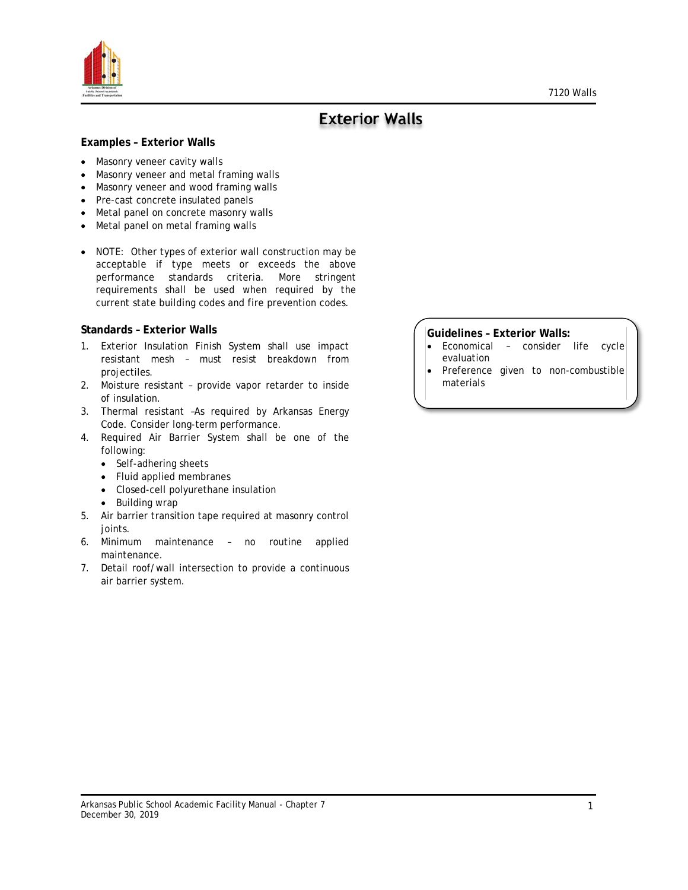# Exterior Walls

**Examples – Exterior Walls**

- Masonry veneer cavity walls
- Masonry veneer and metal framing walls
- Masonry veneer and wood framing walls
- Pre-cast concrete insulated panels
- Metal panel on concrete masonry walls
- Metal panel on metal framing walls

- NOTE: Other types of exterior wall construction may be acceptable if type meets or exceeds the above performance standards criteria. More stringent requirements shall be used when required by the current state building codes and fire prevention codes.

**Standards – Exterior Walls**

1. Exterior Insulation Finish System shall use impact resistant mesh – must resist breakdown from projectiles.
2. Moisture resistant – provide vapor retarder to inside of insulation.
3. Thermal resistant –As required by Arkansas Energy Code. Consider long-term performance.
4. Required Air Barrier System shall be one of the following:
   - Self-adhering sheets
   - Fluid applied membranes
   - Closed-cell polyurethane insulation
   - Building wrap
5. Air barrier transition tape required at masonry control joints.
6. Minimum maintenance – no routine applied maintenance.
7. Detail roof/wall intersection to provide a continuous air barrier system.

**Guidelines – Exterior Walls:**

- Economical – consider life cycle evaluation
- Preference given to non-combustible materials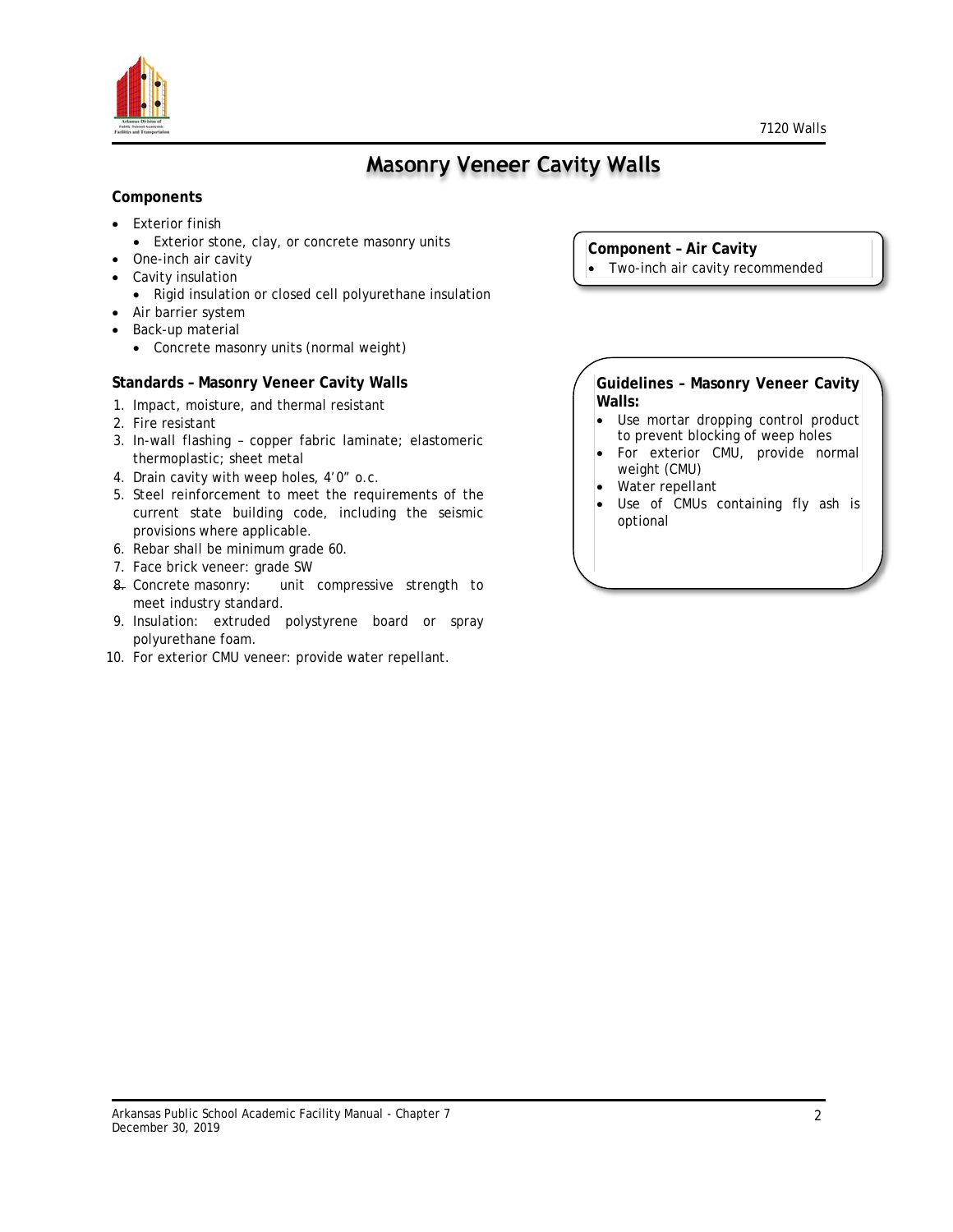# Masonry Veneer Cavity Walls

**Components**

- Exterior finish
  - Exterior stone, clay, or concrete masonry units
- One-inch air cavity
- Cavity insulation
  - Rigid insulation or closed cell polyurethane insulation
- Air barrier system
- Back-up material
  - Concrete masonry units (normal weight)

**Component – Air Cavity**

- Two-inch air cavity recommended

**Standards – Masonry Veneer Cavity Walls**

1. Impact, moisture, and thermal resistant
2. Fire resistant
3. In-wall flashing – copper fabric laminate; elastomeric thermoplastic; sheet metal
4. Drain cavity with weep holes, 4'0" o.c.
5. Steel reinforcement to meet the requirements of the current state building code, including the seismic provisions where applicable.
6. Rebar shall be minimum grade 60.
7. Face brick veneer: grade SW
8. Concrete masonry: unit compressive strength to meet industry standard.
9. Insulation: extruded polystyrene board or spray polyurethane foam.
10. For exterior CMU veneer: provide water repellant.

**Guidelines – Masonry Veneer Cavity Walls:**

- Use mortar dropping control product to prevent blocking of weep holes
- For exterior CMU, provide normal weight (CMU)
- Water repellant
- Use of CMUs containing fly ash is optional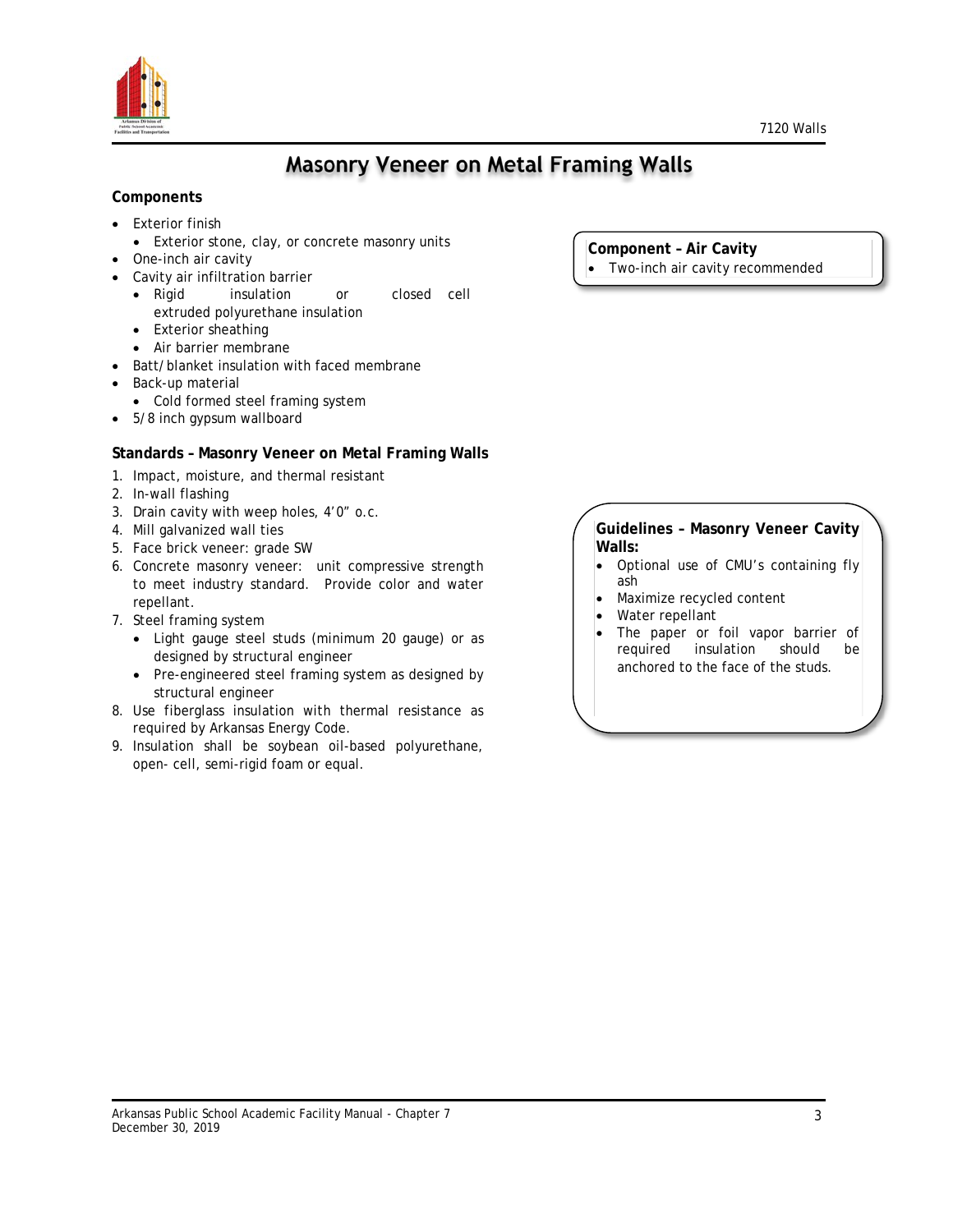# Masonry Veneer on Metal Framing Walls

**Components**

- Exterior finish
  - Exterior stone, clay, or concrete masonry units
- One-inch air cavity
- Cavity air infiltration barrier
  - Rigid insulation or closed cell extruded polyurethane insulation
  - Exterior sheathing
  - Air barrier membrane
- Batt/blanket insulation with faced membrane
- Back-up material
  - Cold formed steel framing system
- 5/8 inch gypsum wallboard

**Component – Air Cavity**

- Two-inch air cavity recommended

**Standards – Masonry Veneer on Metal Framing Walls**

1. Impact, moisture, and thermal resistant
2. In-wall flashing
3. Drain cavity with weep holes, 4'0" o.c.
4. Mill galvanized wall ties
5. Face brick veneer: grade SW
6. Concrete masonry veneer: unit compressive strength to meet industry standard. Provide color and water repellant.
7. Steel framing system
   - Light gauge steel studs (minimum 20 gauge) or as designed by structural engineer
   - Pre-engineered steel framing system as designed by structural engineer
8. Use fiberglass insulation with thermal resistance as required by Arkansas Energy Code.
9. Insulation shall be soybean oil-based polyurethane, open- cell, semi-rigid foam or equal.

**Guidelines – Masonry Veneer Cavity Walls:**

- Optional use of CMU's containing fly ash
- Maximize recycled content
- Water repellant
- The paper or foil vapor barrier of required insulation should be anchored to the face of the studs.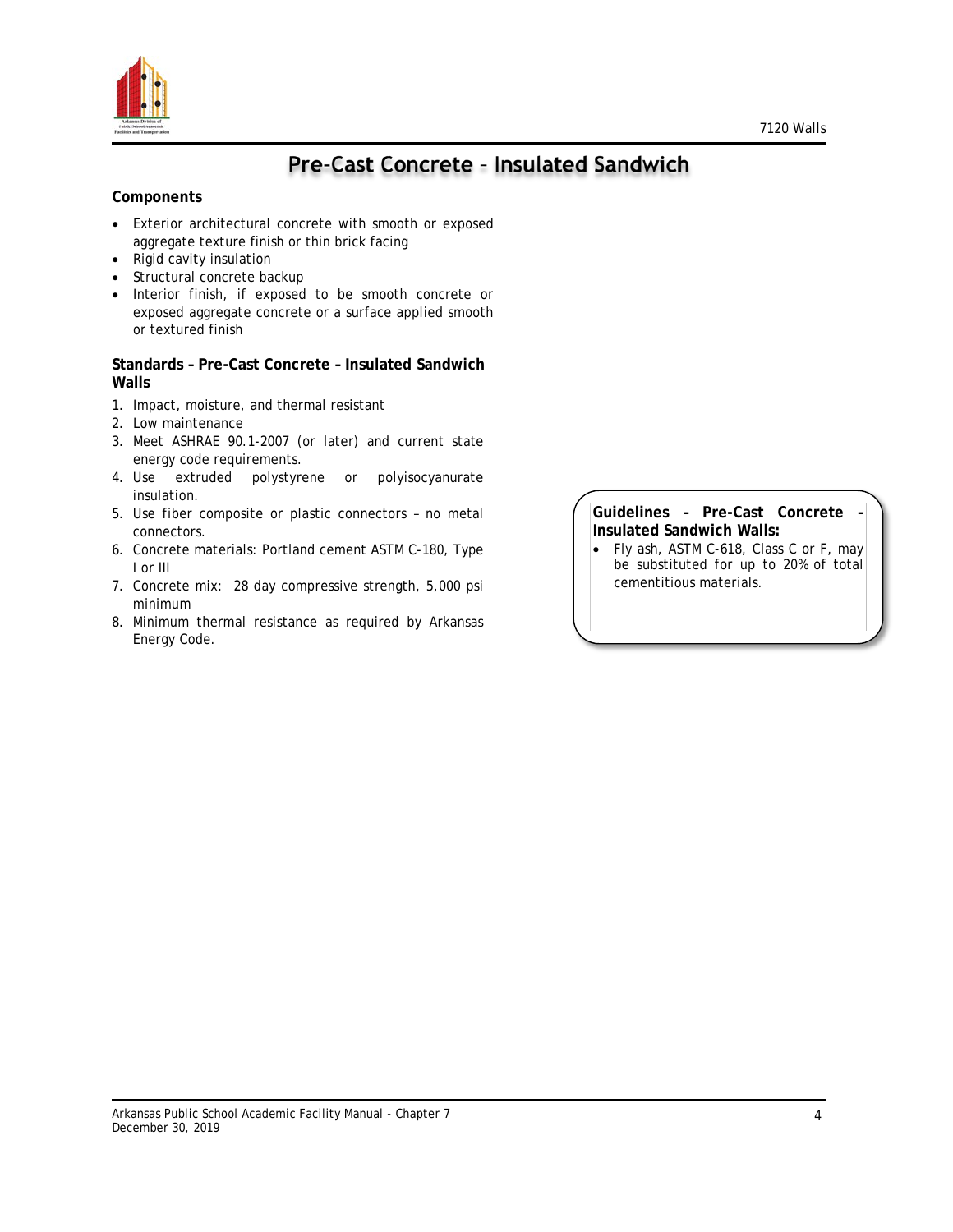# Pre-Cast Concrete – Insulated Sandwich

**Components**

- Exterior architectural concrete with smooth or exposed aggregate texture finish or thin brick facing
- Rigid cavity insulation
- Structural concrete backup
- Interior finish, if exposed to be smooth concrete or exposed aggregate concrete or a surface applied smooth or textured finish

**Standards – Pre-Cast Concrete – Insulated Sandwich Walls**

1. Impact, moisture, and thermal resistant
2. Low maintenance
3. Meet ASHRAE 90.1-2007 (or later) and current state energy code requirements.
4. Use extruded polystyrene or polyisocyanurate insulation.
5. Use fiber composite or plastic connectors – no metal connectors.
6. Concrete materials: Portland cement ASTM C-180, Type I or III
7. Concrete mix: 28 day compressive strength, 5,000 psi minimum
8. Minimum thermal resistance as required by Arkansas Energy Code.

**Guidelines – Pre-Cast Concrete – Insulated Sandwich Walls:**

- Fly ash, ASTM C-618, Class C or F, may be substituted for up to 20% of total cementitious materials.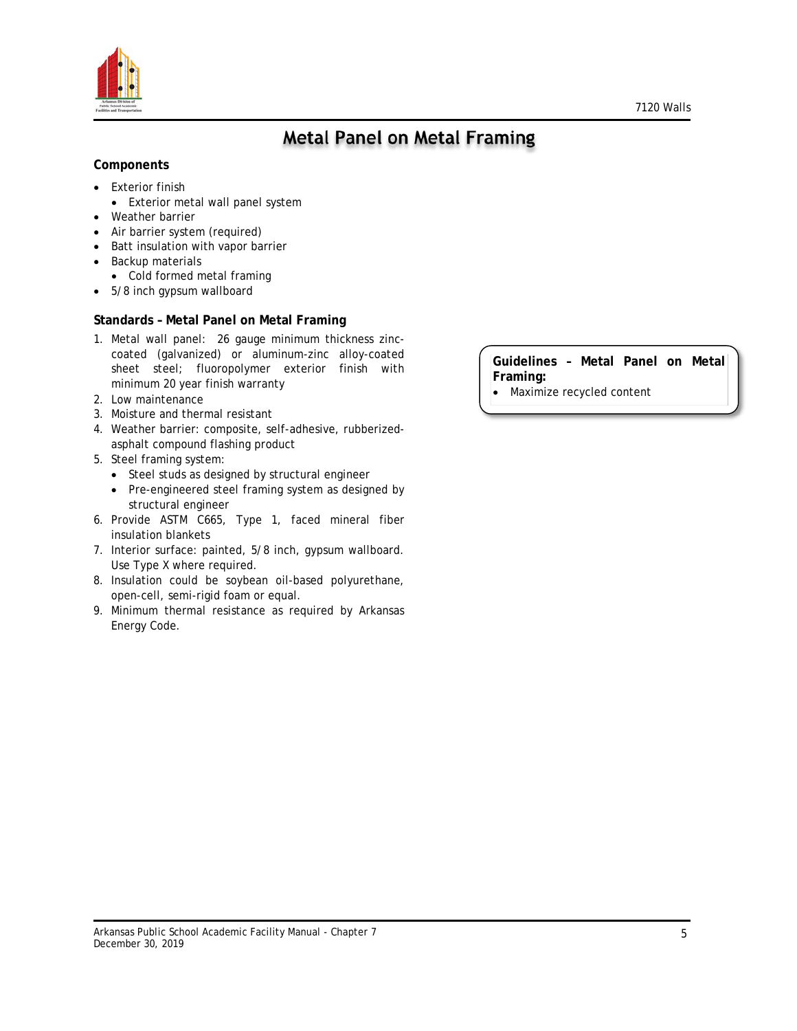# Metal Panel on Metal Framing

**Components**

- Exterior finish
  - Exterior metal wall panel system
- Weather barrier
- Air barrier system (required)
- Batt insulation with vapor barrier
- Backup materials
  - Cold formed metal framing
- 5/8 inch gypsum wallboard

**Standards – Metal Panel on Metal Framing**

1. Metal wall panel: 26 gauge minimum thickness zinc-coated (galvanized) or aluminum-zinc alloy-coated sheet steel; fluoropolymer exterior finish with minimum 20 year finish warranty
2. Low maintenance
3. Moisture and thermal resistant
4. Weather barrier: composite, self-adhesive, rubberized-asphalt compound flashing product
5. Steel framing system:
   - Steel studs as designed by structural engineer
   - Pre-engineered steel framing system as designed by structural engineer
6. Provide ASTM C665, Type 1, faced mineral fiber insulation blankets
7. Interior surface: painted, 5/8 inch, gypsum wallboard. Use Type X where required.
8. Insulation could be soybean oil-based polyurethane, open-cell, semi-rigid foam or equal.
9. Minimum thermal resistance as required by Arkansas Energy Code.

**Guidelines – Metal Panel on Metal Framing:**

- Maximize recycled content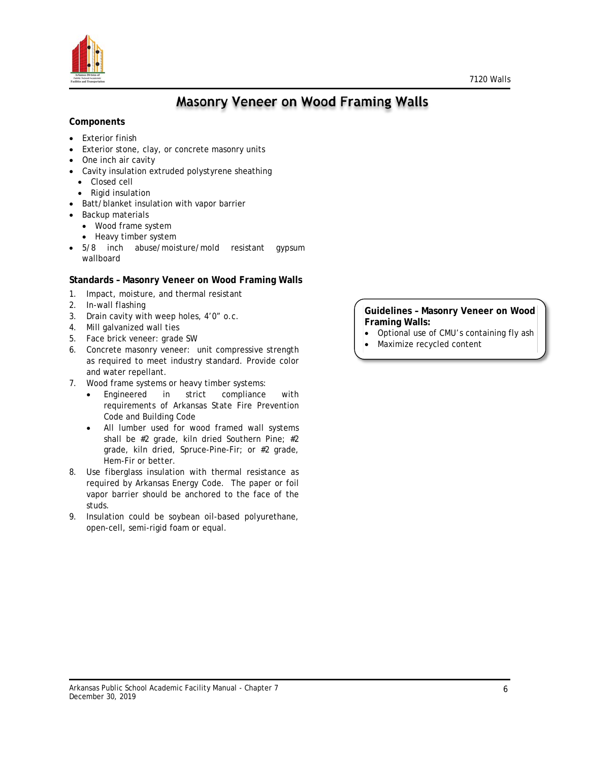# Masonry Veneer on Wood Framing Walls

**Components**

- Exterior finish
- Exterior stone, clay, or concrete masonry units
- One inch air cavity
- Cavity insulation extruded polystyrene sheathing
  - Closed cell
  - Rigid insulation
- Batt/blanket insulation with vapor barrier
- Backup materials
  - Wood frame system
  - Heavy timber system
- 5/8 inch abuse/moisture/mold resistant gypsum wallboard

**Standards – Masonry Veneer on Wood Framing Walls**

1. Impact, moisture, and thermal resistant
2. In-wall flashing
3. Drain cavity with weep holes, 4'0" o.c.
4. Mill galvanized wall ties
5. Face brick veneer: grade SW
6. Concrete masonry veneer: unit compressive strength as required to meet industry standard. Provide color and water repellant.
7. Wood frame systems or heavy timber systems:
   - Engineered in strict compliance with requirements of Arkansas State Fire Prevention Code and Building Code
   - All lumber used for wood framed wall systems shall be #2 grade, kiln dried Southern Pine; #2 grade, kiln dried, Spruce-Pine-Fir; or #2 grade, Hem-Fir or better.
8. Use fiberglass insulation with thermal resistance as required by Arkansas Energy Code. The paper or foil vapor barrier should be anchored to the face of the studs.
9. Insulation could be soybean oil-based polyurethane, open-cell, semi-rigid foam or equal.

**Guidelines – Masonry Veneer on Wood Framing Walls:**

- Optional use of CMU's containing fly ash
- Maximize recycled content